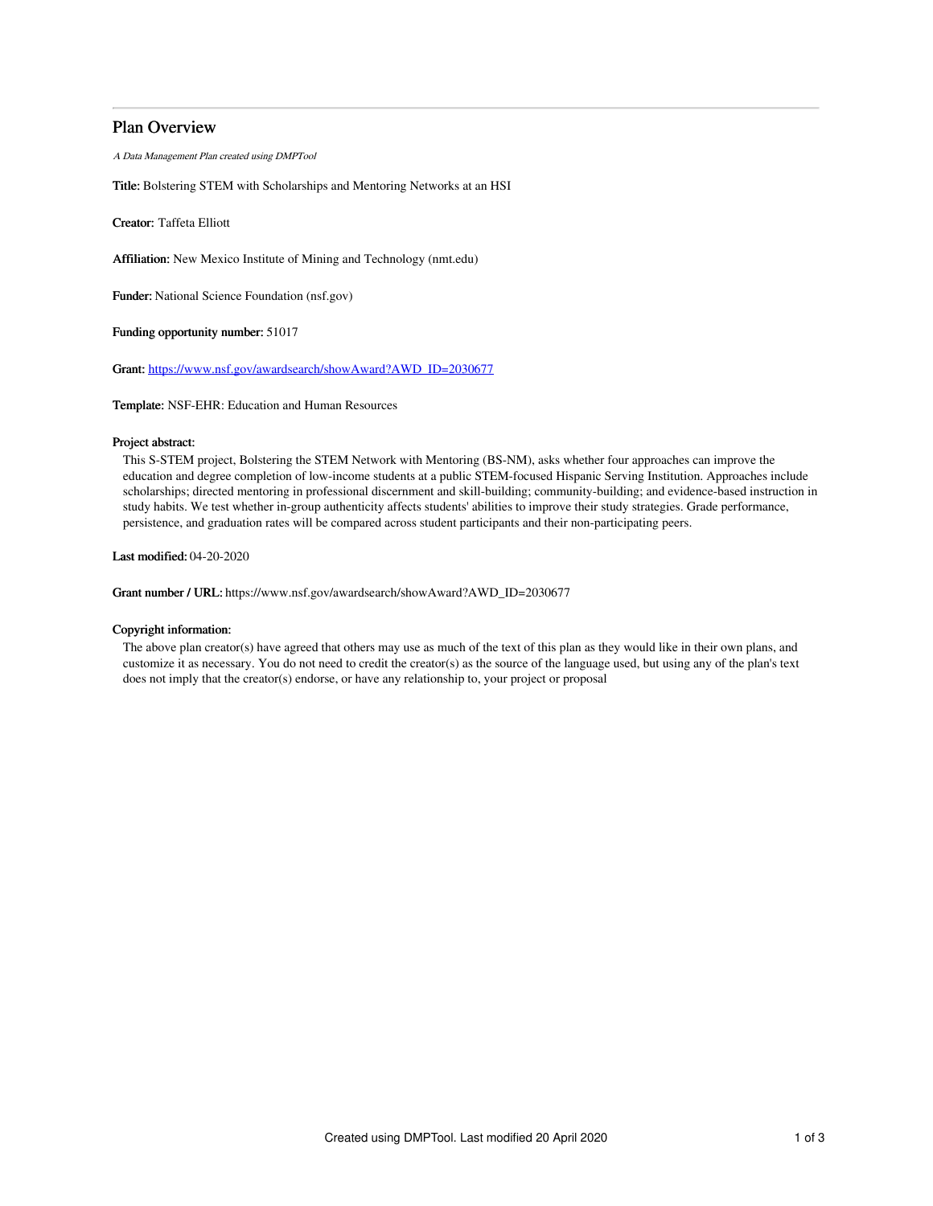## Plan Overview

*A Data Management Plan created using DMPTool*

**Title:** Bolstering STEM with Scholarships and Mentoring Networks at an HSI

**Creator:** Taffeta Elliott

**Affiliation:** New Mexico Institute of Mining and Technology (nmt.edu)

**Funder:** National Science Foundation (nsf.gov)

**Funding opportunity number:** 51017

**Grant:** https://www.nsf.gov/awardsearch/showAward?AWD_ID=2030677

**Template:** NSF-EHR: Education and Human Resources

**Project abstract:**

This S-STEM project, Bolstering the STEM Network with Mentoring (BS-NM), asks whether four approaches can improve the education and degree completion of low-income students at a public STEM-focused Hispanic Serving Institution. Approaches include scholarships; directed mentoring in professional discernment and skill-building; community-building; and evidence-based instruction in study habits. We test whether in-group authenticity affects students' abilities to improve their study strategies. Grade performance, persistence, and graduation rates will be compared across student participants and their non-participating peers.

**Last modified:** 04-20-2020

**Grant number / URL:** https://www.nsf.gov/awardsearch/showAward?AWD_ID=2030677

**Copyright information:**

The above plan creator(s) have agreed that others may use as much of the text of this plan as they would like in their own plans, and customize it as necessary. You do not need to credit the creator(s) as the source of the language used, but using any of the plan's text does not imply that the creator(s) endorse, or have any relationship to, your project or proposal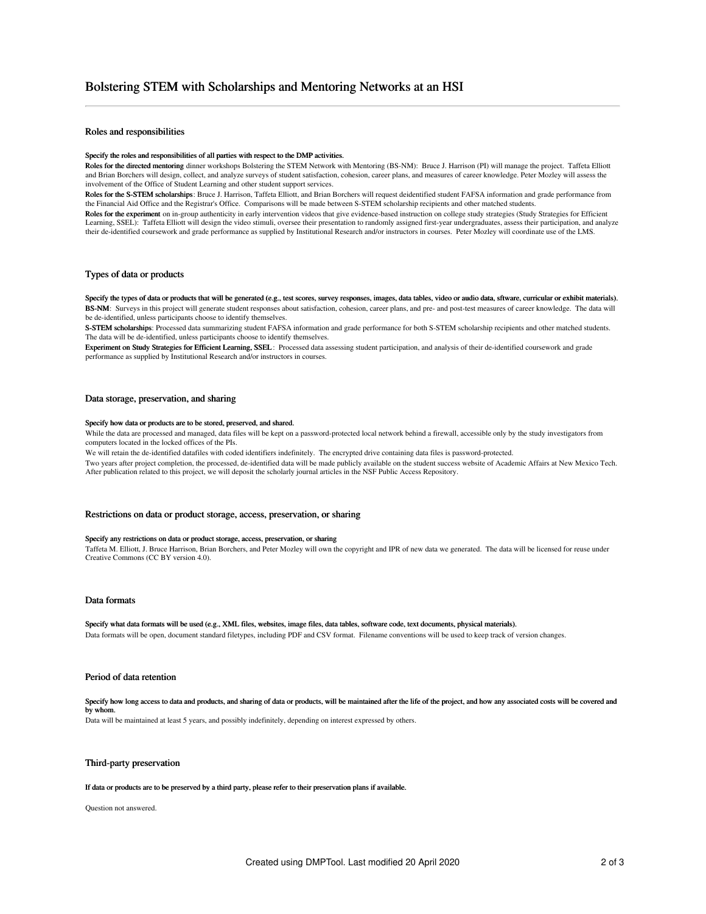# Bolstering STEM with Scholarships and Mentoring Networks at an HSI

## Roles and responsibilities

**Specify the roles and responsibilities of all parties with respect to the DMP activities.**

**Roles for the directed mentoring** dinner workshops Bolstering the STEM Network with Mentoring (BS-NM): Bruce J. Harrison (PI) will manage the project. Taffeta Elliott and Brian Borchers will design, collect, and analyze surveys of student satisfaction, cohesion, career plans, and measures of career knowledge. Peter Mozley will assess the involvement of the Office of Student Learning and other student support services.

**Roles for the S-STEM scholarships**: Bruce J. Harrison, Taffeta Elliott, and Brian Borchers will request deidentified student FAFSA information and grade performance from the Financial Aid Office and the Registrar's Office. Comparisons will be made between S-STEM scholarship recipients and other matched students.

**Roles for the experiment** on in-group authenticity in early intervention videos that give evidence-based instruction on college study strategies (Study Strategies for Efficient Learning, SSEL): Taffeta Elliott will design the video stimuli, oversee their presentation to randomly assigned first-year undergraduates, assess their participation, and analyze their de-identified coursework and grade performance as supplied by Institutional Research and/or instructors in courses. Peter Mozley will coordinate use of the LMS.

## Types of data or products

**Specify the types of data or products that will be generated (e.g., test scores, survey responses, images, data tables, video or audio data, sftware, curricular or exhibit materials).**

**BS-NM**: Surveys in this project will generate student responses about satisfaction, cohesion, career plans, and pre- and post-test measures of career knowledge. The data will be de-identified, unless participants choose to identify themselves.

**S-STEM scholarships**: Processed data summarizing student FAFSA information and grade performance for both S-STEM scholarship recipients and other matched students. The data will be de-identified, unless participants choose to identify themselves.

**Experiment on Study Strategies for Efficient Learning, SSEL**: Processed data assessing student participation, and analysis of their de-identified coursework and grade performance as supplied by Institutional Research and/or instructors in courses.

## Data storage, preservation, and sharing

**Specify how data or products are to be stored, preserved, and shared.**

While the data are processed and managed, data files will be kept on a password-protected local network behind a firewall, accessible only by the study investigators from computers located in the locked offices of the PIs.

We will retain the de-identified datafiles with coded identifiers indefinitely. The encrypted drive containing data files is password-protected.

Two years after project completion, the processed, de-identified data will be made publicly available on the student success website of Academic Affairs at New Mexico Tech. After publication related to this project, we will deposit the scholarly journal articles in the NSF Public Access Repository.

## Restrictions on data or product storage, access, preservation, or sharing

**Specify any restrictions on data or product storage, access, preservation, or sharing**

Taffeta M. Elliott, J. Bruce Harrison, Brian Borchers, and Peter Mozley will own the copyright and IPR of new data we generated. The data will be licensed for reuse under Creative Commons (CC BY version 4.0).

## Data formats

**Specify what data formats will be used (e.g., XML files, websites, image files, data tables, software code, text documents, physical materials).**

Data formats will be open, document standard filetypes, including PDF and CSV format. Filename conventions will be used to keep track of version changes.

## Period of data retention

**Specify how long access to data and products, and sharing of data or products, will be maintained after the life of the project, and how any associated costs will be covered and by whom.**

Data will be maintained at least 5 years, and possibly indefinitely, depending on interest expressed by others.

## Third-party preservation

**If data or products are to be preserved by a third party, please refer to their preservation plans if available.**

Question not answered.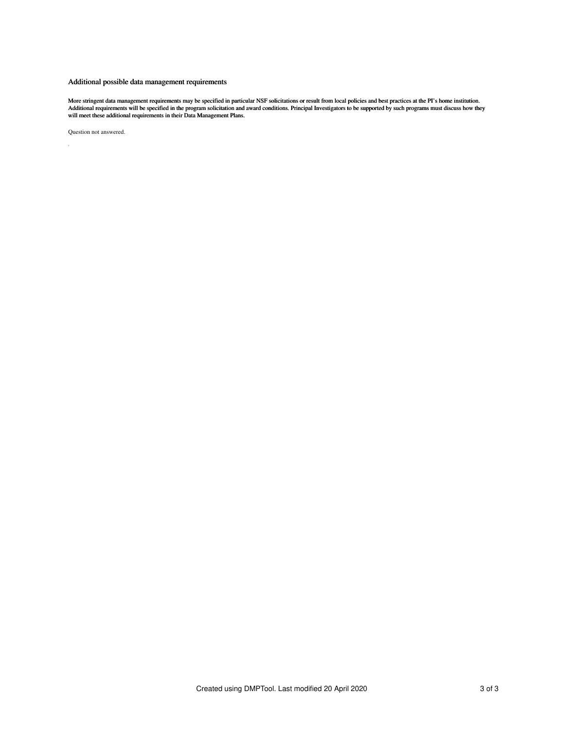### Additional possible data management requirements

**More stringent data management requirements may be specified in particular NSF solicitations or result from local policies and best practices at the PI's home institution. Additional requirements will be specified in the program solicitation and award conditions. Principal Investigators to be supported by such programs must discuss how they will meet these additional requirements in their Data Management Plans.**

Question not answered.